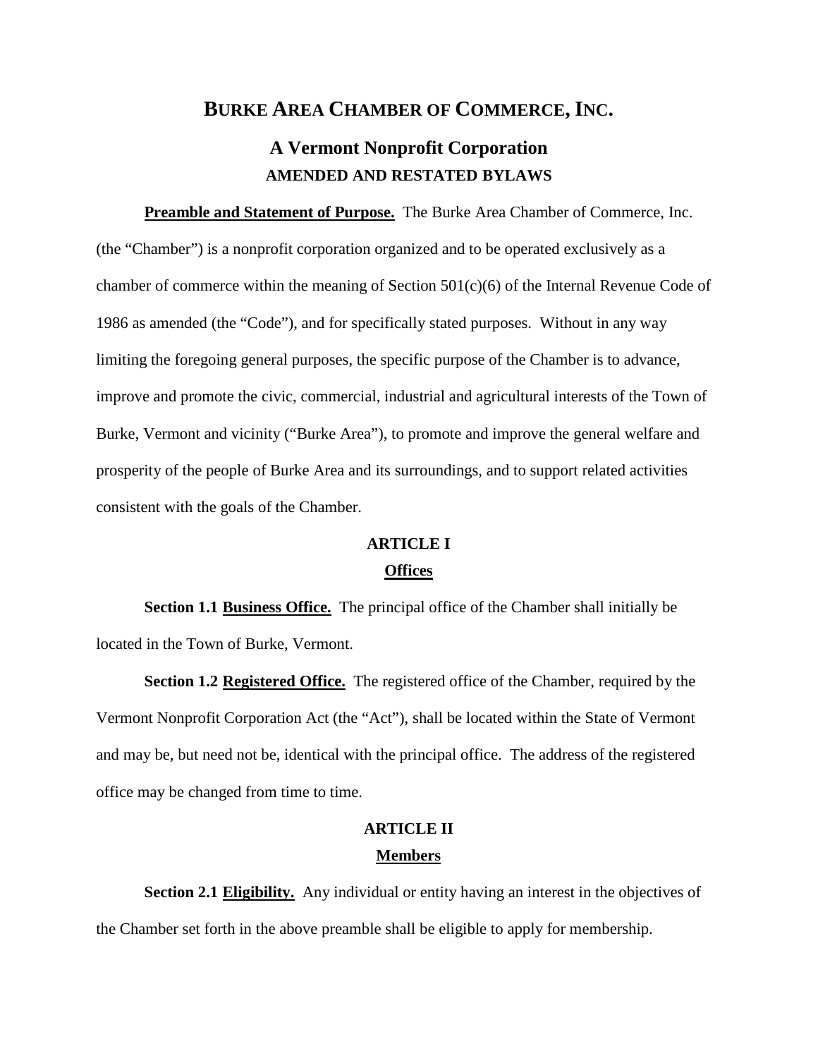# BURKE AREA CHAMBER OF COMMERCE, INC.

## A Vermont Nonprofit Corporation

### AMENDED AND RESTATED BYLAWS

**Preamble and Statement of Purpose.** The Burke Area Chamber of Commerce, Inc. (the "Chamber") is a nonprofit corporation organized and to be operated exclusively as a chamber of commerce within the meaning of Section 501(c)(6) of the Internal Revenue Code of 1986 as amended (the "Code"), and for specifically stated purposes. Without in any way limiting the foregoing general purposes, the specific purpose of the Chamber is to advance, improve and promote the civic, commercial, industrial and agricultural interests of the Town of Burke, Vermont and vicinity ("Burke Area"), to promote and improve the general welfare and prosperity of the people of Burke Area and its surroundings, and to support related activities consistent with the goals of the Chamber.

## ARTICLE I
### Offices

**Section 1.1 Business Office.** The principal office of the Chamber shall initially be located in the Town of Burke, Vermont.

**Section 1.2 Registered Office.** The registered office of the Chamber, required by the Vermont Nonprofit Corporation Act (the "Act"), shall be located within the State of Vermont and may be, but need not be, identical with the principal office. The address of the registered office may be changed from time to time.

## ARTICLE II
### Members

**Section 2.1 Eligibility.** Any individual or entity having an interest in the objectives of the Chamber set forth in the above preamble shall be eligible to apply for membership.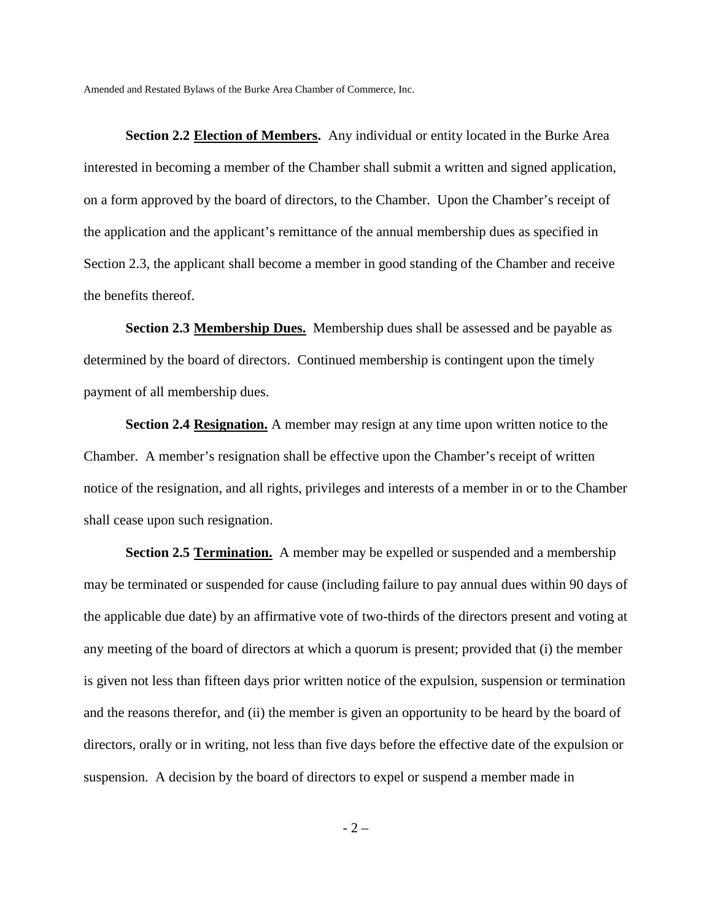**Section 2.2 Election of Members.** Any individual or entity located in the Burke Area interested in becoming a member of the Chamber shall submit a written and signed application, on a form approved by the board of directors, to the Chamber. Upon the Chamber's receipt of the application and the applicant's remittance of the annual membership dues as specified in Section 2.3, the applicant shall become a member in good standing of the Chamber and receive the benefits thereof.

**Section 2.3 Membership Dues.** Membership dues shall be assessed and be payable as determined by the board of directors. Continued membership is contingent upon the timely payment of all membership dues.

**Section 2.4 Resignation.** A member may resign at any time upon written notice to the Chamber. A member's resignation shall be effective upon the Chamber's receipt of written notice of the resignation, and all rights, privileges and interests of a member in or to the Chamber shall cease upon such resignation.

**Section 2.5 Termination.** A member may be expelled or suspended and a membership may be terminated or suspended for cause (including failure to pay annual dues within 90 days of the applicable due date) by an affirmative vote of two-thirds of the directors present and voting at any meeting of the board of directors at which a quorum is present; provided that (i) the member is given not less than fifteen days prior written notice of the expulsion, suspension or termination and the reasons therefor, and (ii) the member is given an opportunity to be heard by the board of directors, orally or in writing, not less than five days before the effective date of the expulsion or suspension. A decision by the board of directors to expel or suspend a member made in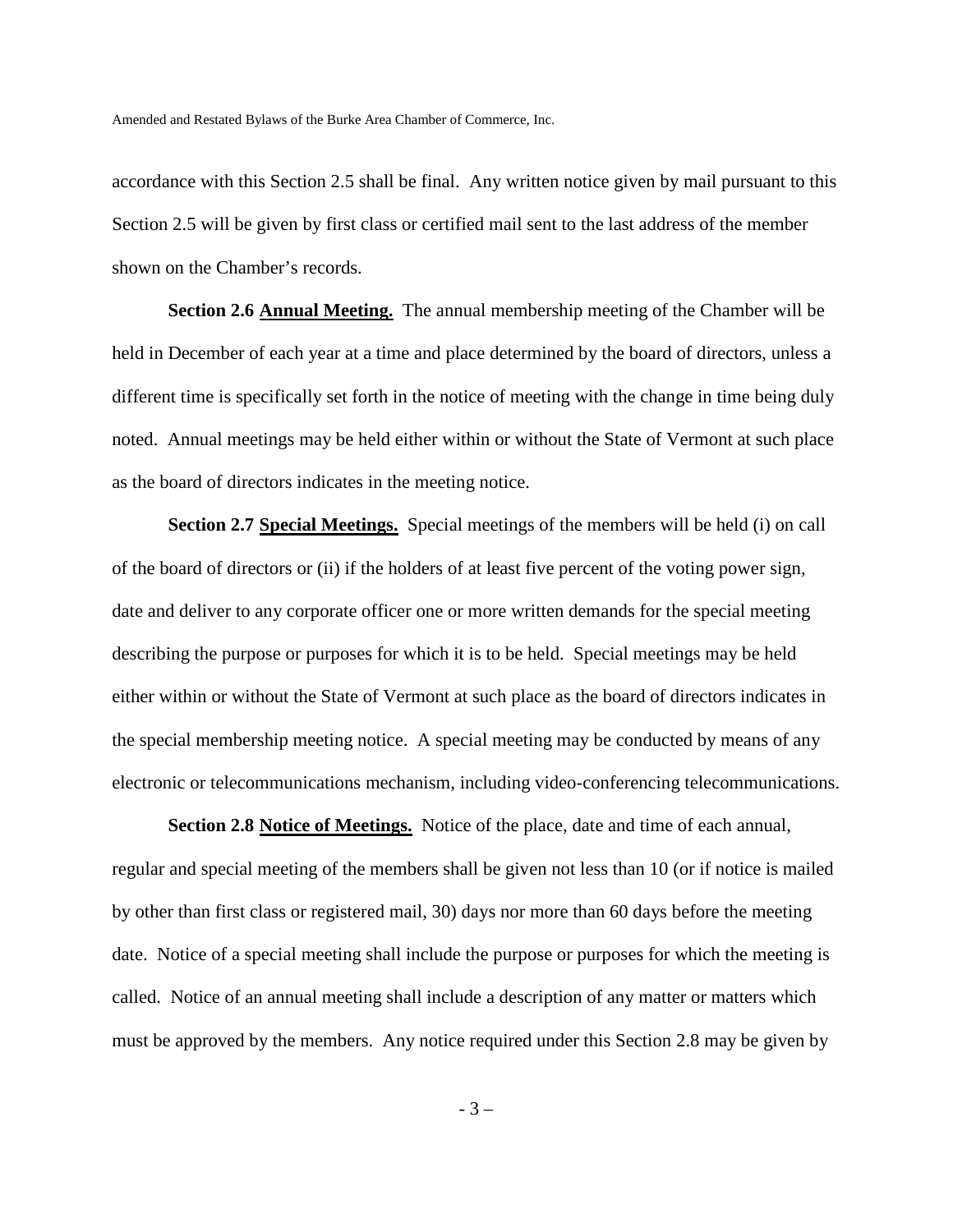accordance with this Section 2.5 shall be final. Any written notice given by mail pursuant to this Section 2.5 will be given by first class or certified mail sent to the last address of the member shown on the Chamber's records.

**Section 2.6 <u>Annual Meeting.</u>** The annual membership meeting of the Chamber will be held in December of each year at a time and place determined by the board of directors, unless a different time is specifically set forth in the notice of meeting with the change in time being duly noted. Annual meetings may be held either within or without the State of Vermont at such place as the board of directors indicates in the meeting notice.

**Section 2.7 <u>Special Meetings.</u>** Special meetings of the members will be held (i) on call of the board of directors or (ii) if the holders of at least five percent of the voting power sign, date and deliver to any corporate officer one or more written demands for the special meeting describing the purpose or purposes for which it is to be held. Special meetings may be held either within or without the State of Vermont at such place as the board of directors indicates in the special membership meeting notice. A special meeting may be conducted by means of any electronic or telecommunications mechanism, including video-conferencing telecommunications.

**Section 2.8 <u>Notice of Meetings.</u>** Notice of the place, date and time of each annual, regular and special meeting of the members shall be given not less than 10 (or if notice is mailed by other than first class or registered mail, 30) days nor more than 60 days before the meeting date. Notice of a special meeting shall include the purpose or purposes for which the meeting is called. Notice of an annual meeting shall include a description of any matter or matters which must be approved by the members. Any notice required under this Section 2.8 may be given by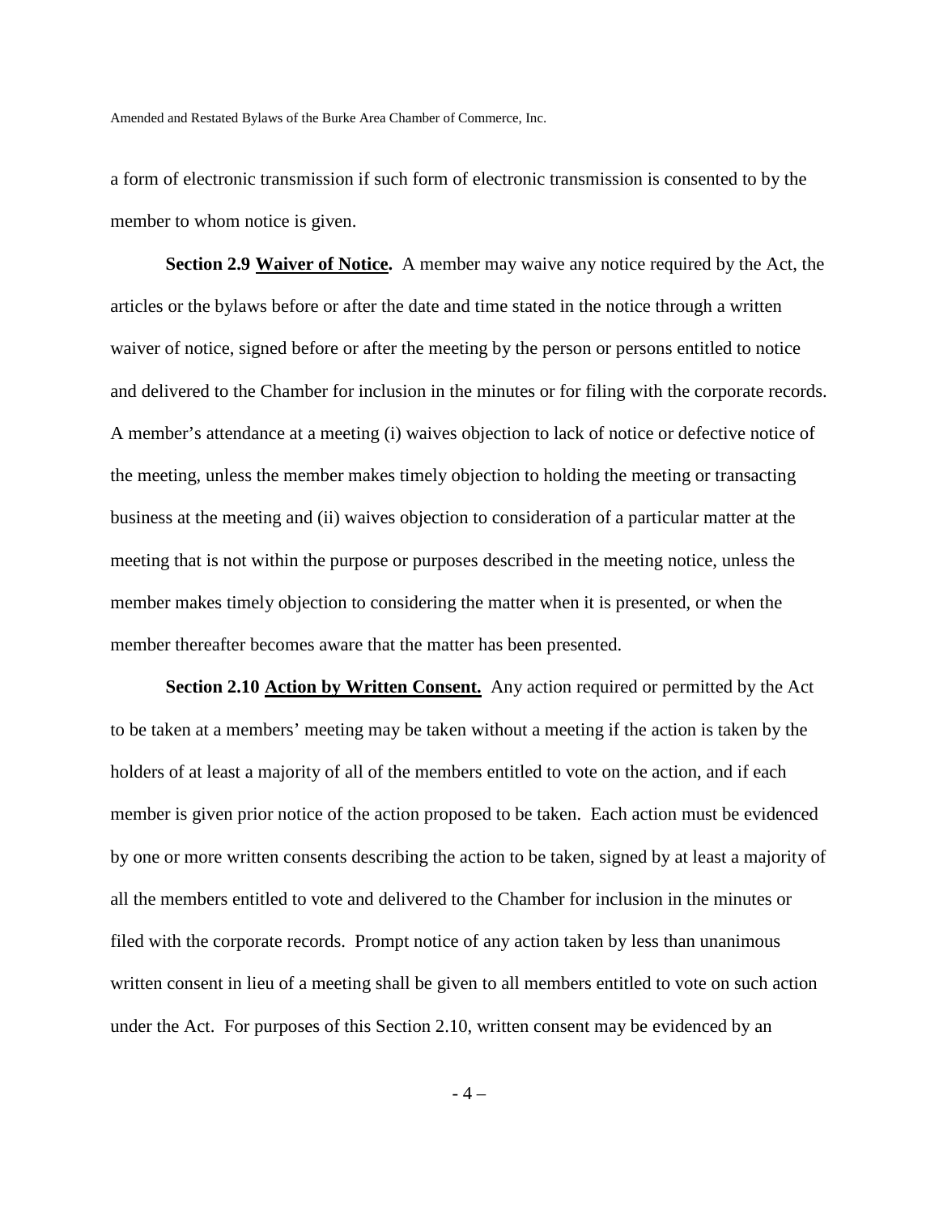a form of electronic transmission if such form of electronic transmission is consented to by the member to whom notice is given.

**Section 2.9 Waiver of Notice.** A member may waive any notice required by the Act, the articles or the bylaws before or after the date and time stated in the notice through a written waiver of notice, signed before or after the meeting by the person or persons entitled to notice and delivered to the Chamber for inclusion in the minutes or for filing with the corporate records. A member's attendance at a meeting (i) waives objection to lack of notice or defective notice of the meeting, unless the member makes timely objection to holding the meeting or transacting business at the meeting and (ii) waives objection to consideration of a particular matter at the meeting that is not within the purpose or purposes described in the meeting notice, unless the member makes timely objection to considering the matter when it is presented, or when the member thereafter becomes aware that the matter has been presented.

**Section 2.10 Action by Written Consent.** Any action required or permitted by the Act to be taken at a members' meeting may be taken without a meeting if the action is taken by the holders of at least a majority of all of the members entitled to vote on the action, and if each member is given prior notice of the action proposed to be taken. Each action must be evidenced by one or more written consents describing the action to be taken, signed by at least a majority of all the members entitled to vote and delivered to the Chamber for inclusion in the minutes or filed with the corporate records. Prompt notice of any action taken by less than unanimous written consent in lieu of a meeting shall be given to all members entitled to vote on such action under the Act. For purposes of this Section 2.10, written consent may be evidenced by an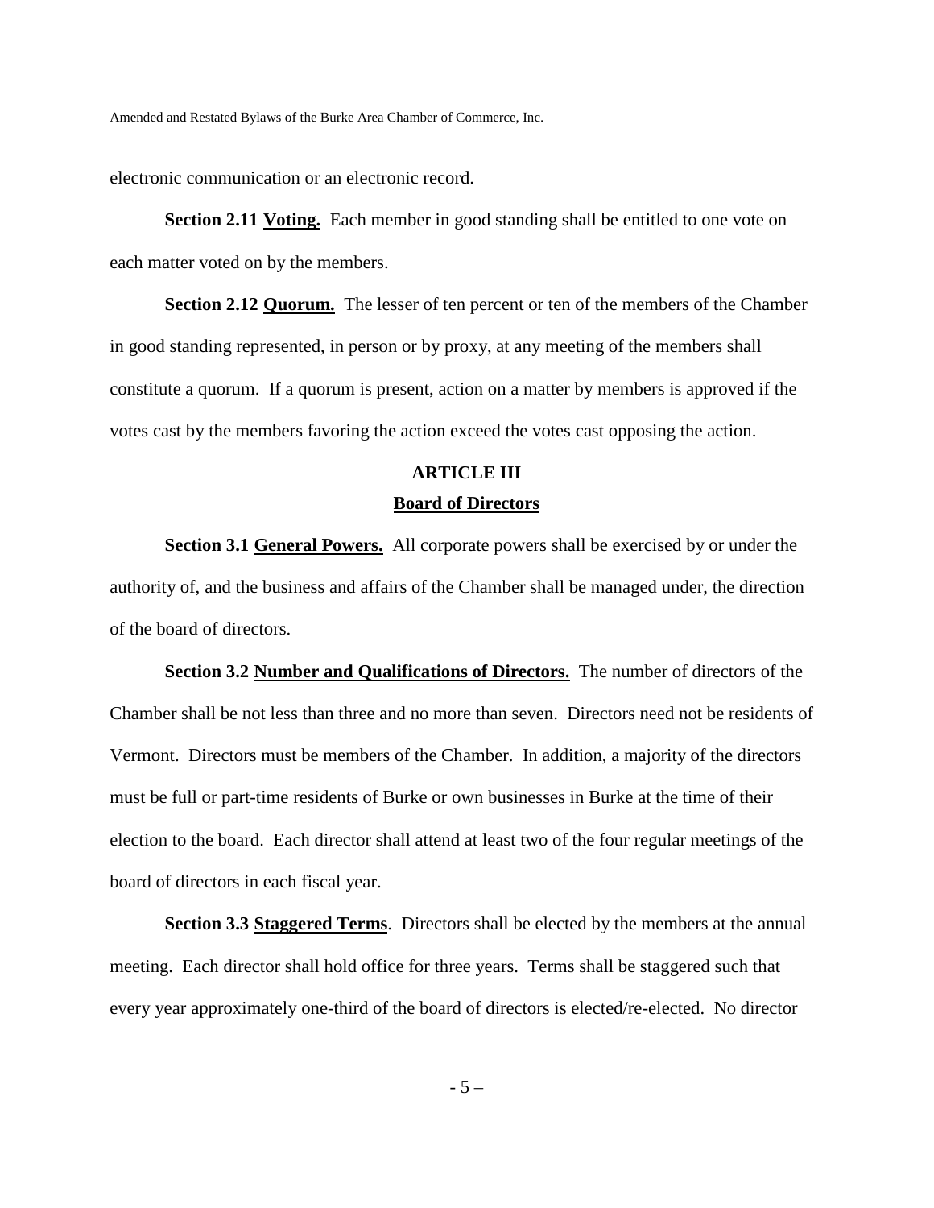electronic communication or an electronic record.

**Section 2.11 Voting.** Each member in good standing shall be entitled to one vote on each matter voted on by the members.

**Section 2.12 Quorum.** The lesser of ten percent or ten of the members of the Chamber in good standing represented, in person or by proxy, at any meeting of the members shall constitute a quorum. If a quorum is present, action on a matter by members is approved if the votes cast by the members favoring the action exceed the votes cast opposing the action.

## ARTICLE III
## Board of Directors

**Section 3.1 General Powers.** All corporate powers shall be exercised by or under the authority of, and the business and affairs of the Chamber shall be managed under, the direction of the board of directors.

**Section 3.2 Number and Qualifications of Directors.** The number of directors of the Chamber shall be not less than three and no more than seven. Directors need not be residents of Vermont. Directors must be members of the Chamber. In addition, a majority of the directors must be full or part-time residents of Burke or own businesses in Burke at the time of their election to the board. Each director shall attend at least two of the four regular meetings of the board of directors in each fiscal year.

**Section 3.3 Staggered Terms**. Directors shall be elected by the members at the annual meeting. Each director shall hold office for three years. Terms shall be staggered such that every year approximately one-third of the board of directors is elected/re-elected. No director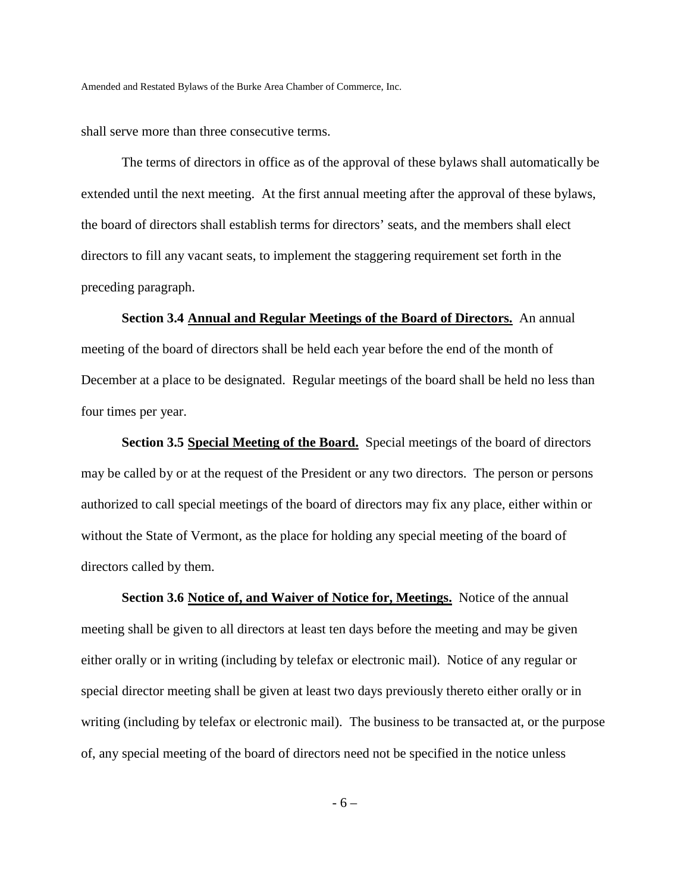shall serve more than three consecutive terms.

The terms of directors in office as of the approval of these bylaws shall automatically be extended until the next meeting. At the first annual meeting after the approval of these bylaws, the board of directors shall establish terms for directors' seats, and the members shall elect directors to fill any vacant seats, to implement the staggering requirement set forth in the preceding paragraph.

**Section 3.4 <u>Annual and Regular Meetings of the Board of Directors.</u>** An annual meeting of the board of directors shall be held each year before the end of the month of December at a place to be designated. Regular meetings of the board shall be held no less than four times per year.

**Section 3.5 <u>Special Meeting of the Board.</u>** Special meetings of the board of directors may be called by or at the request of the President or any two directors. The person or persons authorized to call special meetings of the board of directors may fix any place, either within or without the State of Vermont, as the place for holding any special meeting of the board of directors called by them.

**Section 3.6 <u>Notice of, and Waiver of Notice for, Meetings.</u>** Notice of the annual meeting shall be given to all directors at least ten days before the meeting and may be given either orally or in writing (including by telefax or electronic mail). Notice of any regular or special director meeting shall be given at least two days previously thereto either orally or in writing (including by telefax or electronic mail). The business to be transacted at, or the purpose of, any special meeting of the board of directors need not be specified in the notice unless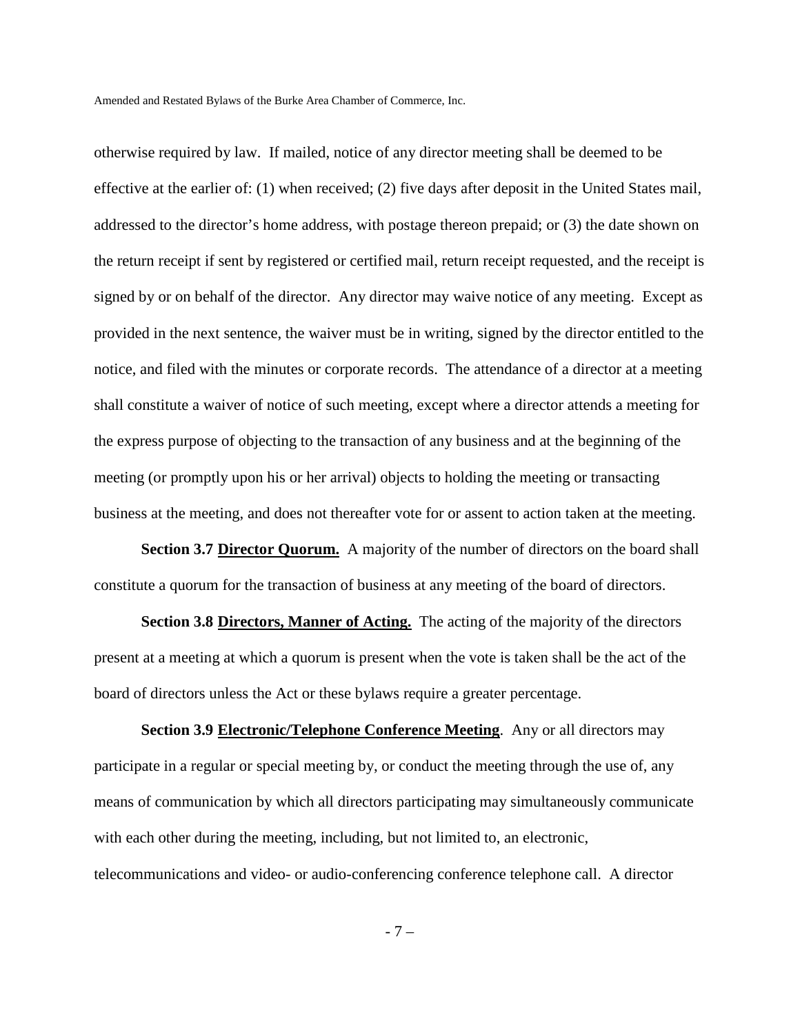otherwise required by law. If mailed, notice of any director meeting shall be deemed to be effective at the earlier of: (1) when received; (2) five days after deposit in the United States mail, addressed to the director's home address, with postage thereon prepaid; or (3) the date shown on the return receipt if sent by registered or certified mail, return receipt requested, and the receipt is signed by or on behalf of the director. Any director may waive notice of any meeting. Except as provided in the next sentence, the waiver must be in writing, signed by the director entitled to the notice, and filed with the minutes or corporate records. The attendance of a director at a meeting shall constitute a waiver of notice of such meeting, except where a director attends a meeting for the express purpose of objecting to the transaction of any business and at the beginning of the meeting (or promptly upon his or her arrival) objects to holding the meeting or transacting business at the meeting, and does not thereafter vote for or assent to action taken at the meeting.

**Section 3.7 Director Quorum.** A majority of the number of directors on the board shall constitute a quorum for the transaction of business at any meeting of the board of directors.

**Section 3.8 Directors, Manner of Acting.** The acting of the majority of the directors present at a meeting at which a quorum is present when the vote is taken shall be the act of the board of directors unless the Act or these bylaws require a greater percentage.

**Section 3.9 Electronic/Telephone Conference Meeting**. Any or all directors may participate in a regular or special meeting by, or conduct the meeting through the use of, any means of communication by which all directors participating may simultaneously communicate with each other during the meeting, including, but not limited to, an electronic, telecommunications and video- or audio-conferencing conference telephone call. A director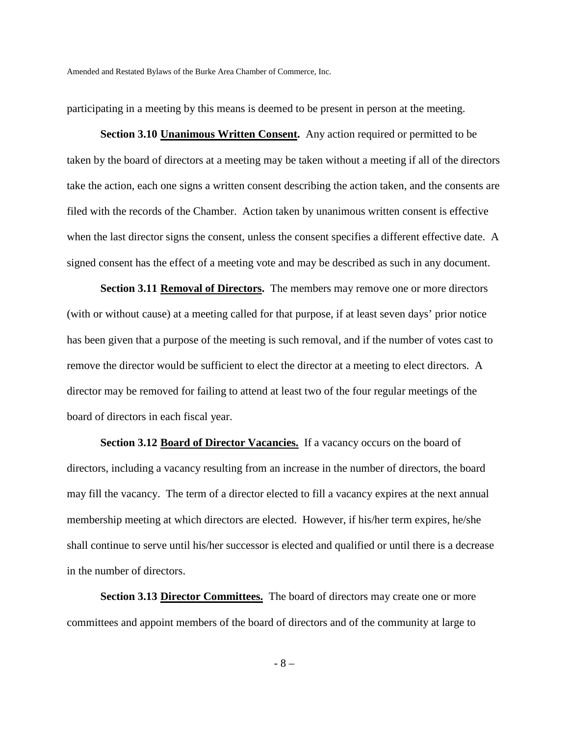participating in a meeting by this means is deemed to be present in person at the meeting.

**Section 3.10 <u>Unanimous Written Consent</u>.** Any action required or permitted to be taken by the board of directors at a meeting may be taken without a meeting if all of the directors take the action, each one signs a written consent describing the action taken, and the consents are filed with the records of the Chamber. Action taken by unanimous written consent is effective when the last director signs the consent, unless the consent specifies a different effective date. A signed consent has the effect of a meeting vote and may be described as such in any document.

**Section 3.11 <u>Removal of Directors</u>.** The members may remove one or more directors (with or without cause) at a meeting called for that purpose, if at least seven days' prior notice has been given that a purpose of the meeting is such removal, and if the number of votes cast to remove the director would be sufficient to elect the director at a meeting to elect directors. A director may be removed for failing to attend at least two of the four regular meetings of the board of directors in each fiscal year.

**Section 3.12 <u>Board of Director Vacancies.</u>** If a vacancy occurs on the board of directors, including a vacancy resulting from an increase in the number of directors, the board may fill the vacancy. The term of a director elected to fill a vacancy expires at the next annual membership meeting at which directors are elected. However, if his/her term expires, he/she shall continue to serve until his/her successor is elected and qualified or until there is a decrease in the number of directors.

**Section 3.13 <u>Director Committees.</u>** The board of directors may create one or more committees and appoint members of the board of directors and of the community at large to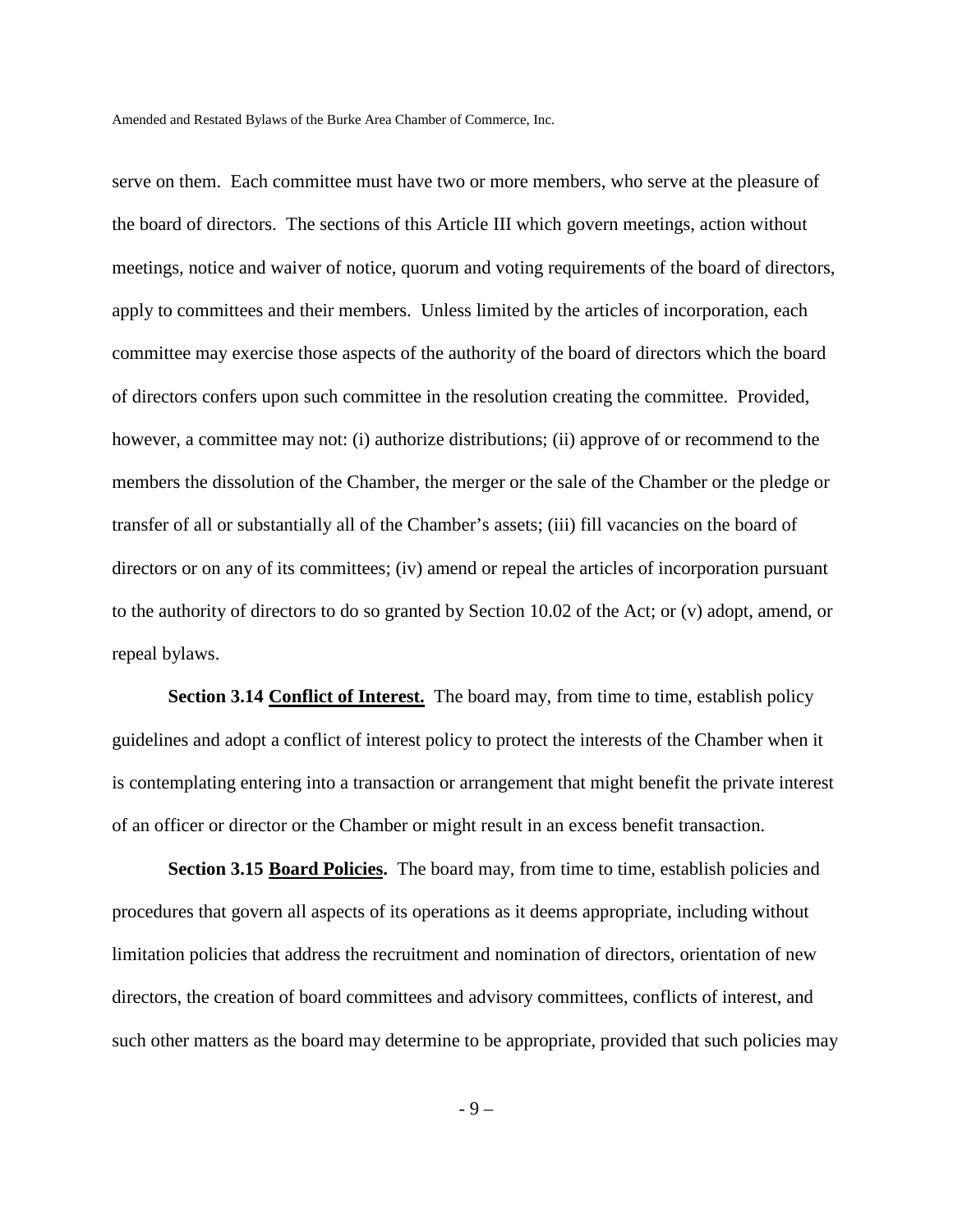serve on them. Each committee must have two or more members, who serve at the pleasure of the board of directors. The sections of this Article III which govern meetings, action without meetings, notice and waiver of notice, quorum and voting requirements of the board of directors, apply to committees and their members. Unless limited by the articles of incorporation, each committee may exercise those aspects of the authority of the board of directors which the board of directors confers upon such committee in the resolution creating the committee. Provided, however, a committee may not: (i) authorize distributions; (ii) approve of or recommend to the members the dissolution of the Chamber, the merger or the sale of the Chamber or the pledge or transfer of all or substantially all of the Chamber's assets; (iii) fill vacancies on the board of directors or on any of its committees; (iv) amend or repeal the articles of incorporation pursuant to the authority of directors to do so granted by Section 10.02 of the Act; or (v) adopt, amend, or repeal bylaws.

**Section 3.14 <u>Conflict of Interest.</u>** The board may, from time to time, establish policy guidelines and adopt a conflict of interest policy to protect the interests of the Chamber when it is contemplating entering into a transaction or arrangement that might benefit the private interest of an officer or director or the Chamber or might result in an excess benefit transaction.

**Section 3.15 <u>Board Policies</u>.** The board may, from time to time, establish policies and procedures that govern all aspects of its operations as it deems appropriate, including without limitation policies that address the recruitment and nomination of directors, orientation of new directors, the creation of board committees and advisory committees, conflicts of interest, and such other matters as the board may determine to be appropriate, provided that such policies may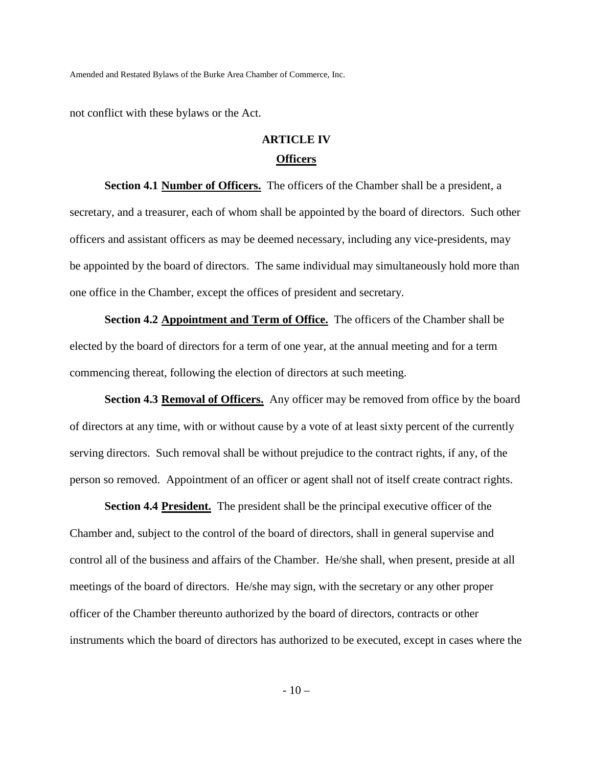not conflict with these bylaws or the Act.

## ARTICLE IV

## Officers

**Section 4.1 Number of Officers.** The officers of the Chamber shall be a president, a secretary, and a treasurer, each of whom shall be appointed by the board of directors. Such other officers and assistant officers as may be deemed necessary, including any vice-presidents, may be appointed by the board of directors. The same individual may simultaneously hold more than one office in the Chamber, except the offices of president and secretary.

**Section 4.2 Appointment and Term of Office.** The officers of the Chamber shall be elected by the board of directors for a term of one year, at the annual meeting and for a term commencing thereat, following the election of directors at such meeting.

**Section 4.3 Removal of Officers.** Any officer may be removed from office by the board of directors at any time, with or without cause by a vote of at least sixty percent of the currently serving directors. Such removal shall be without prejudice to the contract rights, if any, of the person so removed. Appointment of an officer or agent shall not of itself create contract rights.

**Section 4.4 President.** The president shall be the principal executive officer of the Chamber and, subject to the control of the board of directors, shall in general supervise and control all of the business and affairs of the Chamber. He/she shall, when present, preside at all meetings of the board of directors. He/she may sign, with the secretary or any other proper officer of the Chamber thereunto authorized by the board of directors, contracts or other instruments which the board of directors has authorized to be executed, except in cases where the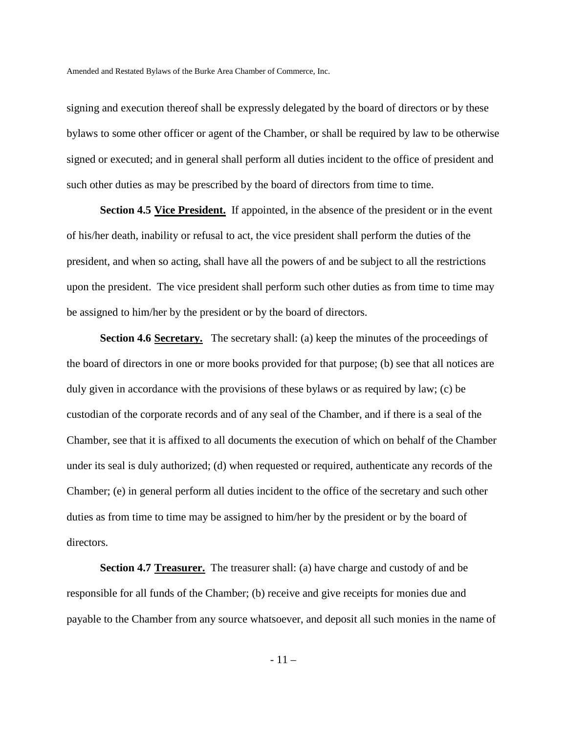signing and execution thereof shall be expressly delegated by the board of directors or by these bylaws to some other officer or agent of the Chamber, or shall be required by law to be otherwise signed or executed; and in general shall perform all duties incident to the office of president and such other duties as may be prescribed by the board of directors from time to time.

**Section 4.5 Vice President.** If appointed, in the absence of the president or in the event of his/her death, inability or refusal to act, the vice president shall perform the duties of the president, and when so acting, shall have all the powers of and be subject to all the restrictions upon the president. The vice president shall perform such other duties as from time to time may be assigned to him/her by the president or by the board of directors.

**Section 4.6 Secretary.** The secretary shall: (a) keep the minutes of the proceedings of the board of directors in one or more books provided for that purpose; (b) see that all notices are duly given in accordance with the provisions of these bylaws or as required by law; (c) be custodian of the corporate records and of any seal of the Chamber, and if there is a seal of the Chamber, see that it is affixed to all documents the execution of which on behalf of the Chamber under its seal is duly authorized; (d) when requested or required, authenticate any records of the Chamber; (e) in general perform all duties incident to the office of the secretary and such other duties as from time to time may be assigned to him/her by the president or by the board of directors.

**Section 4.7 Treasurer.** The treasurer shall: (a) have charge and custody of and be responsible for all funds of the Chamber; (b) receive and give receipts for monies due and payable to the Chamber from any source whatsoever, and deposit all such monies in the name of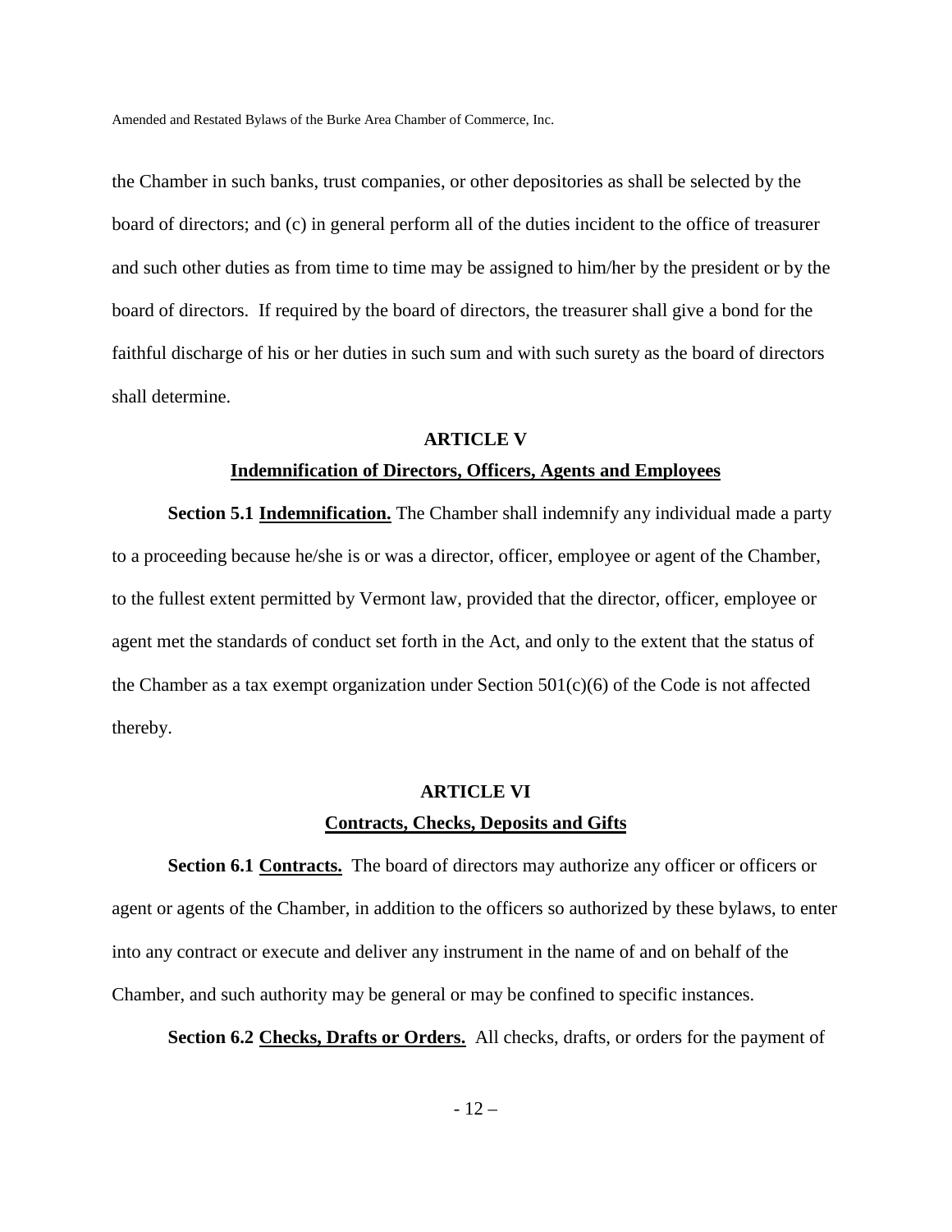the Chamber in such banks, trust companies, or other depositories as shall be selected by the board of directors; and (c) in general perform all of the duties incident to the office of treasurer and such other duties as from time to time may be assigned to him/her by the president or by the board of directors. If required by the board of directors, the treasurer shall give a bond for the faithful discharge of his or her duties in such sum and with such surety as the board of directors shall determine.

## ARTICLE V

## Indemnification of Directors, Officers, Agents and Employees

**Section 5.1 Indemnification.** The Chamber shall indemnify any individual made a party to a proceeding because he/she is or was a director, officer, employee or agent of the Chamber, to the fullest extent permitted by Vermont law, provided that the director, officer, employee or agent met the standards of conduct set forth in the Act, and only to the extent that the status of the Chamber as a tax exempt organization under Section 501(c)(6) of the Code is not affected thereby.

## ARTICLE VI

## Contracts, Checks, Deposits and Gifts

**Section 6.1 Contracts.** The board of directors may authorize any officer or officers or agent or agents of the Chamber, in addition to the officers so authorized by these bylaws, to enter into any contract or execute and deliver any instrument in the name of and on behalf of the Chamber, and such authority may be general or may be confined to specific instances.

**Section 6.2 Checks, Drafts or Orders.** All checks, drafts, or orders for the payment of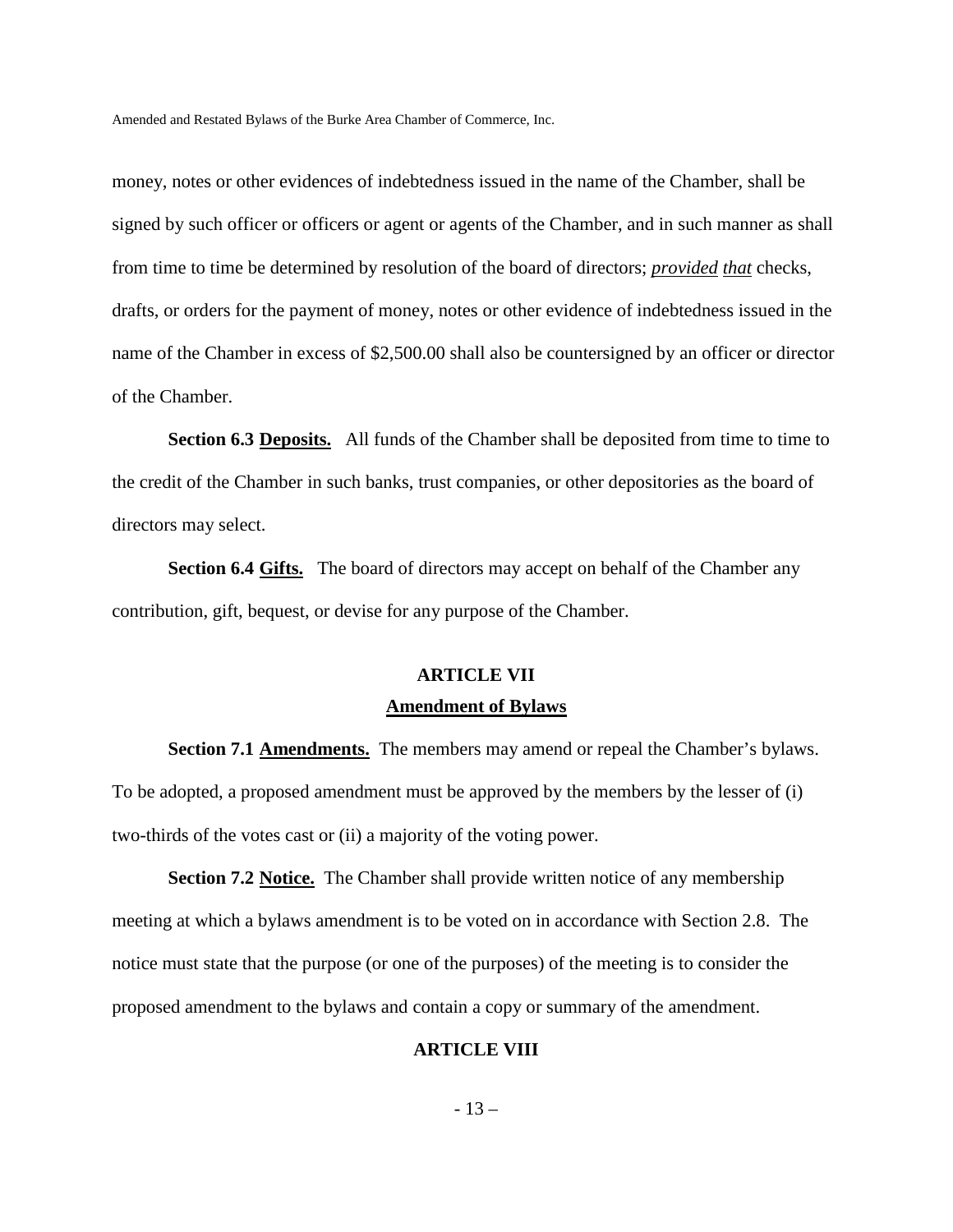money, notes or other evidences of indebtedness issued in the name of the Chamber, shall be signed by such officer or officers or agent or agents of the Chamber, and in such manner as shall from time to time be determined by resolution of the board of directors; *provided that* checks, drafts, or orders for the payment of money, notes or other evidence of indebtedness issued in the name of the Chamber in excess of $2,500.00 shall also be countersigned by an officer or director of the Chamber.

**Section 6.3 Deposits.** All funds of the Chamber shall be deposited from time to time to the credit of the Chamber in such banks, trust companies, or other depositories as the board of directors may select.

**Section 6.4 Gifts.** The board of directors may accept on behalf of the Chamber any contribution, gift, bequest, or devise for any purpose of the Chamber.

## ARTICLE VII
## Amendment of Bylaws

**Section 7.1 Amendments.** The members may amend or repeal the Chamber's bylaws. To be adopted, a proposed amendment must be approved by the members by the lesser of (i) two-thirds of the votes cast or (ii) a majority of the voting power.

**Section 7.2 Notice.** The Chamber shall provide written notice of any membership meeting at which a bylaws amendment is to be voted on in accordance with Section 2.8. The notice must state that the purpose (or one of the purposes) of the meeting is to consider the proposed amendment to the bylaws and contain a copy or summary of the amendment.

## ARTICLE VIII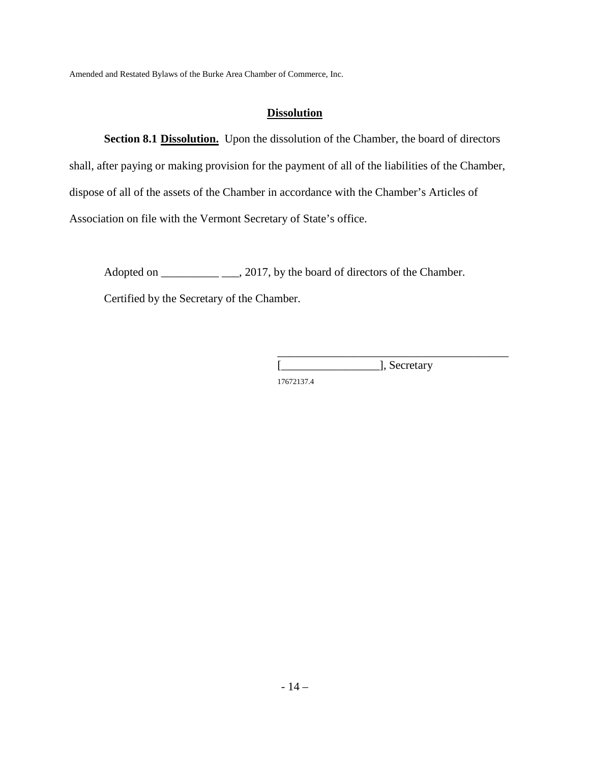## Dissolution

**Section 8.1 Dissolution.** Upon the dissolution of the Chamber, the board of directors shall, after paying or making provision for the payment of all of the liabilities of the Chamber, dispose of all of the assets of the Chamber in accordance with the Chamber's Articles of Association on file with the Vermont Secretary of State's office.

Adopted on __________ ___, 2017, by the board of directors of the Chamber.

Certified by the Secretary of the Chamber.

\_\_\_\_\_\_\_\_\_\_\_\_\_\_\_\_\_\_\_\_\_\_\_\_\_\_\_\_\_\_\_\_\_\_\_\_\_\_\_\_\_

[_________________], Secretary

17672137.4